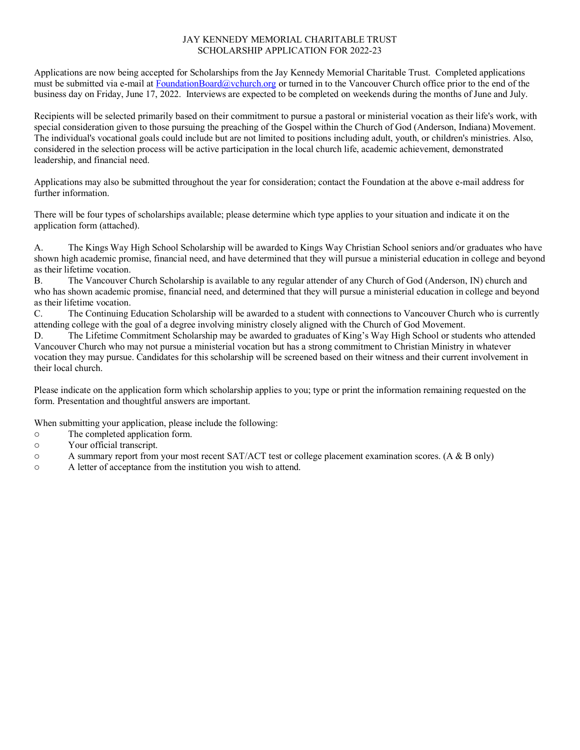# JAY KENNEDY MEMORIAL CHARITABLE TRUST
## SCHOLARSHIP APPLICATION FOR 2022-23

Applications are now being accepted for Scholarships from the Jay Kennedy Memorial Charitable Trust. Completed applications must be submitted via e-mail at FoundationBoard@vchurch.org or turned in to the Vancouver Church office prior to the end of the business day on Friday, June 17, 2022. Interviews are expected to be completed on weekends during the months of June and July.

Recipients will be selected primarily based on their commitment to pursue a pastoral or ministerial vocation as their life's work, with special consideration given to those pursuing the preaching of the Gospel within the Church of God (Anderson, Indiana) Movement. The individual's vocational goals could include but are not limited to positions including adult, youth, or children's ministries. Also, considered in the selection process will be active participation in the local church life, academic achievement, demonstrated leadership, and financial need.

Applications may also be submitted throughout the year for consideration; contact the Foundation at the above e-mail address for further information.

There will be four types of scholarships available; please determine which type applies to your situation and indicate it on the application form (attached).

A. The Kings Way High School Scholarship will be awarded to Kings Way Christian School seniors and/or graduates who have shown high academic promise, financial need, and have determined that they will pursue a ministerial education in college and beyond as their lifetime vocation.

B. The Vancouver Church Scholarship is available to any regular attender of any Church of God (Anderson, IN) church and who has shown academic promise, financial need, and determined that they will pursue a ministerial education in college and beyond as their lifetime vocation.

C. The Continuing Education Scholarship will be awarded to a student with connections to Vancouver Church who is currently attending college with the goal of a degree involving ministry closely aligned with the Church of God Movement.

D. The Lifetime Commitment Scholarship may be awarded to graduates of King's Way High School or students who attended Vancouver Church who may not pursue a ministerial vocation but has a strong commitment to Christian Ministry in whatever vocation they may pursue. Candidates for this scholarship will be screened based on their witness and their current involvement in their local church.

Please indicate on the application form which scholarship applies to you; type or print the information remaining requested on the form. Presentation and thoughtful answers are important.

When submitting your application, please include the following:

- The completed application form.
- Your official transcript.
- A summary report from your most recent SAT/ACT test or college placement examination scores. (A & B only)
- A letter of acceptance from the institution you wish to attend.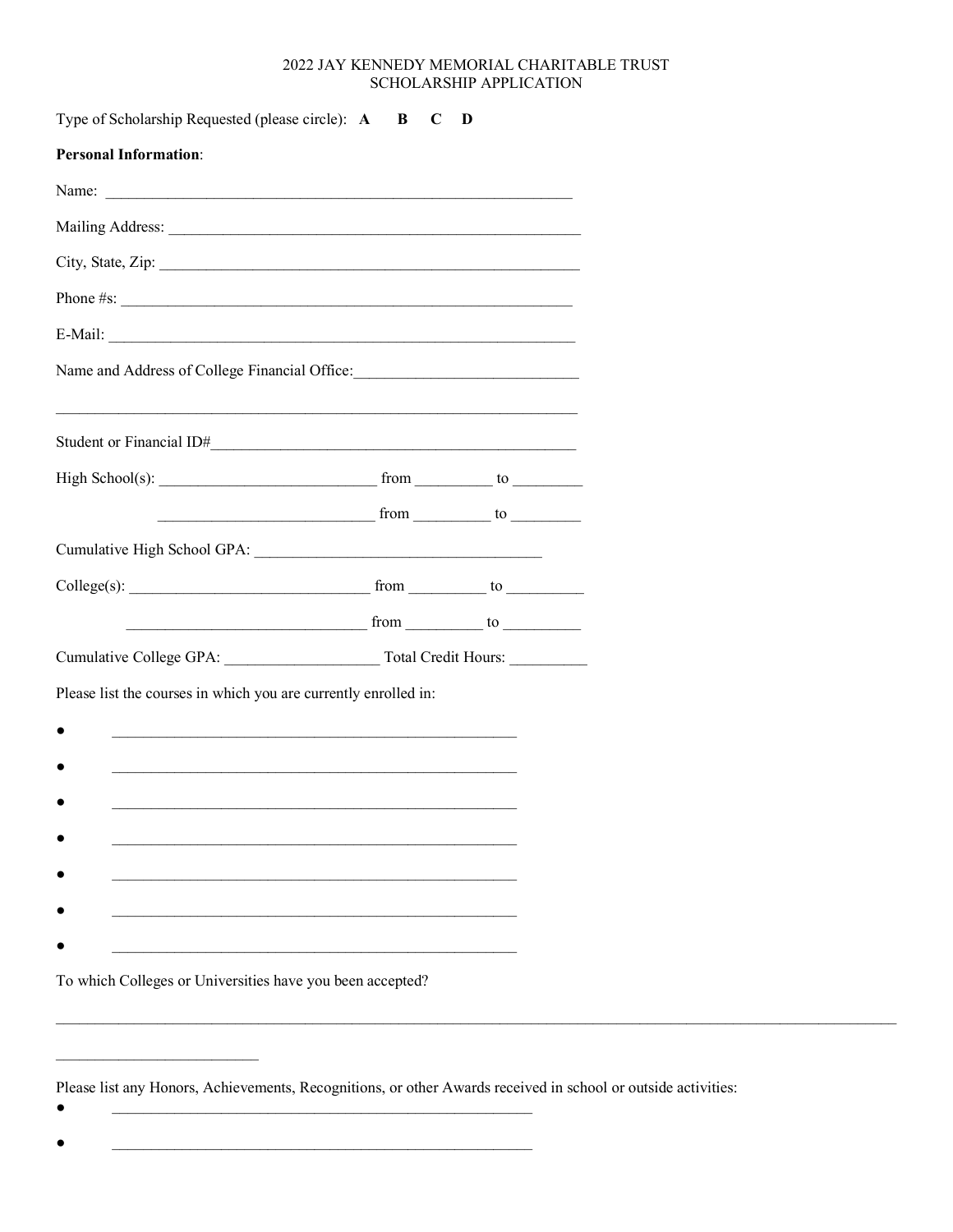2022 JAY KENNEDY MEMORIAL CHARITABLE TRUST
SCHOLARSHIP APPLICATION

Type of Scholarship Requested (please circle): **A B C D**

**Personal Information**:

Name: ____________________________________________________________

Mailing Address: ______________________________________________________

City, State, Zip: ______________________________________________________

Phone #s: ___________________________________________________________

E-Mail: _____________________________________________________________

Name and Address of College Financial Office:____________________________

______________________________________________________________________

Student or Financial ID#_______________________________________________

High School(s): ____________________________ from __________ to _________

____________________________ from __________ to _________

Cumulative High School GPA: _____________________________________

College(s): _______________________________ from __________ to __________

_______________________________ from __________ to __________

Cumulative College GPA: ____________________ Total Credit Hours: __________

Please list the courses in which you are currently enrolled in:

- ______________________________________________________
- ______________________________________________________
- ______________________________________________________
- ______________________________________________________
- ______________________________________________________
- ______________________________________________________
- ______________________________________________________

To which Colleges or Universities have you been accepted?

________________________________________________________________________________________________________________

__________________________

Please list any Honors, Achievements, Recognitions, or other Awards received in school or outside activities:

- ________________________________________________________
- ________________________________________________________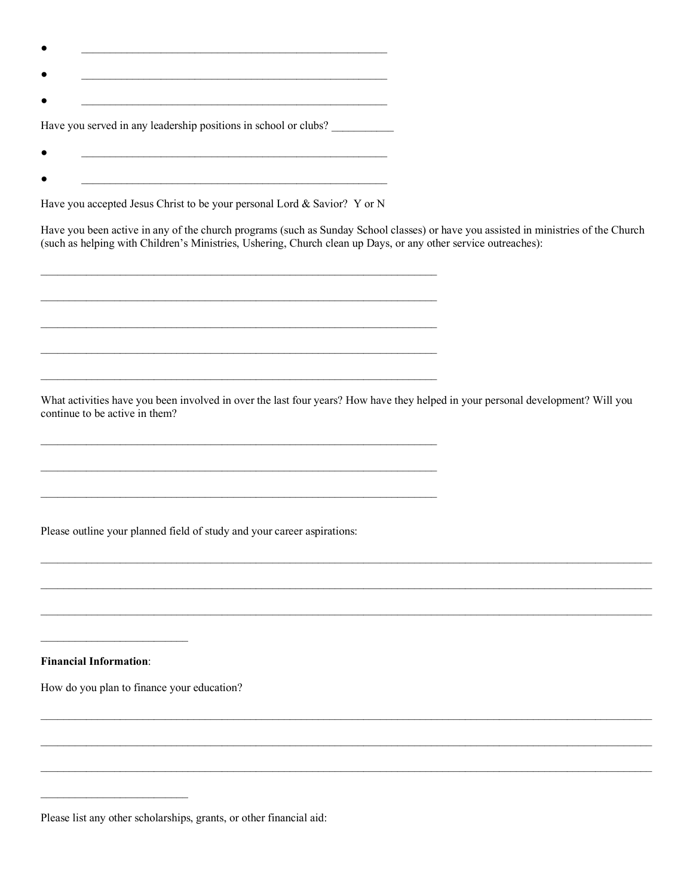- \_\_\_\_\_\_\_\_\_\_\_\_\_\_\_\_\_\_\_\_\_\_\_\_\_\_\_\_\_\_\_\_\_\_\_\_\_\_\_\_\_\_\_\_\_\_\_\_\_\_\_\_\_\_
- \_\_\_\_\_\_\_\_\_\_\_\_\_\_\_\_\_\_\_\_\_\_\_\_\_\_\_\_\_\_\_\_\_\_\_\_\_\_\_\_\_\_\_\_\_\_\_\_\_\_\_\_\_\_
- \_\_\_\_\_\_\_\_\_\_\_\_\_\_\_\_\_\_\_\_\_\_\_\_\_\_\_\_\_\_\_\_\_\_\_\_\_\_\_\_\_\_\_\_\_\_\_\_\_\_\_\_\_\_

Have you served in any leadership positions in school or clubs? \_\_\_\_\_\_\_\_\_\_\_

- \_\_\_\_\_\_\_\_\_\_\_\_\_\_\_\_\_\_\_\_\_\_\_\_\_\_\_\_\_\_\_\_\_\_\_\_\_\_\_\_\_\_\_\_\_\_\_\_\_\_\_\_\_\_
- \_\_\_\_\_\_\_\_\_\_\_\_\_\_\_\_\_\_\_\_\_\_\_\_\_\_\_\_\_\_\_\_\_\_\_\_\_\_\_\_\_\_\_\_\_\_\_\_\_\_\_\_\_\_

Have you accepted Jesus Christ to be your personal Lord & Savior? Y or N

Have you been active in any of the church programs (such as Sunday School classes) or have you assisted in ministries of the Church (such as helping with Children's Ministries, Ushering, Church clean up Days, or any other service outreaches):

\_\_\_\_\_\_\_\_\_\_\_\_\_\_\_\_\_\_\_\_\_\_\_\_\_\_\_\_\_\_\_\_\_\_\_\_\_\_\_\_\_\_\_\_\_\_\_\_\_\_\_\_\_\_\_\_\_\_\_\_\_\_\_\_\_\_\_\_

\_\_\_\_\_\_\_\_\_\_\_\_\_\_\_\_\_\_\_\_\_\_\_\_\_\_\_\_\_\_\_\_\_\_\_\_\_\_\_\_\_\_\_\_\_\_\_\_\_\_\_\_\_\_\_\_\_\_\_\_\_\_\_\_\_\_\_\_

\_\_\_\_\_\_\_\_\_\_\_\_\_\_\_\_\_\_\_\_\_\_\_\_\_\_\_\_\_\_\_\_\_\_\_\_\_\_\_\_\_\_\_\_\_\_\_\_\_\_\_\_\_\_\_\_\_\_\_\_\_\_\_\_\_\_\_\_

\_\_\_\_\_\_\_\_\_\_\_\_\_\_\_\_\_\_\_\_\_\_\_\_\_\_\_\_\_\_\_\_\_\_\_\_\_\_\_\_\_\_\_\_\_\_\_\_\_\_\_\_\_\_\_\_\_\_\_\_\_\_\_\_\_\_\_\_

\_\_\_\_\_\_\_\_\_\_\_\_\_\_\_\_\_\_\_\_\_\_\_\_\_\_\_\_\_\_\_\_\_\_\_\_\_\_\_\_\_\_\_\_\_\_\_\_\_\_\_\_\_\_\_\_\_\_\_\_\_\_\_\_\_\_\_\_

What activities have you been involved in over the last four years? How have they helped in your personal development? Will you continue to be active in them?

\_\_\_\_\_\_\_\_\_\_\_\_\_\_\_\_\_\_\_\_\_\_\_\_\_\_\_\_\_\_\_\_\_\_\_\_\_\_\_\_\_\_\_\_\_\_\_\_\_\_\_\_\_\_\_\_\_\_\_\_\_\_\_\_\_\_\_\_

\_\_\_\_\_\_\_\_\_\_\_\_\_\_\_\_\_\_\_\_\_\_\_\_\_\_\_\_\_\_\_\_\_\_\_\_\_\_\_\_\_\_\_\_\_\_\_\_\_\_\_\_\_\_\_\_\_\_\_\_\_\_\_\_\_\_\_\_

\_\_\_\_\_\_\_\_\_\_\_\_\_\_\_\_\_\_\_\_\_\_\_\_\_\_\_\_\_\_\_\_\_\_\_\_\_\_\_\_\_\_\_\_\_\_\_\_\_\_\_\_\_\_\_\_\_\_\_\_\_\_\_\_\_\_\_\_

Please outline your planned field of study and your career aspirations:

\_\_\_\_\_\_\_\_\_\_\_\_\_\_\_\_\_\_\_\_\_\_\_\_\_\_\_\_\_\_\_\_\_\_\_\_\_\_\_\_\_\_\_\_\_\_\_\_\_\_\_\_\_\_\_\_\_\_\_\_\_\_\_\_\_\_\_\_\_\_\_\_\_\_\_\_\_\_\_\_\_\_\_\_\_\_\_\_\_\_\_\_\_\_\_\_\_\_\_\_\_\_\_\_\_\_\_

\_\_\_\_\_\_\_\_\_\_\_\_\_\_\_\_\_\_\_\_\_\_\_\_\_\_\_\_\_\_\_\_\_\_\_\_\_\_\_\_\_\_\_\_\_\_\_\_\_\_\_\_\_\_\_\_\_\_\_\_\_\_\_\_\_\_\_\_\_\_\_\_\_\_\_\_\_\_\_\_\_\_\_\_\_\_\_\_\_\_\_\_\_\_\_\_\_\_\_\_\_\_\_\_\_\_\_

\_\_\_\_\_\_\_\_\_\_\_\_\_\_\_\_\_\_\_\_\_\_\_\_\_\_\_\_\_\_\_\_\_\_\_\_\_\_\_\_\_\_\_\_\_\_\_\_\_\_\_\_\_\_\_\_\_\_\_\_\_\_\_\_\_\_\_\_\_\_\_\_\_\_\_\_\_\_\_\_\_\_\_\_\_\_\_\_\_\_\_\_\_\_\_\_\_\_\_\_\_\_\_\_\_\_\_

\_\_\_\_\_\_\_\_\_\_\_\_\_\_\_\_\_\_\_\_\_\_\_\_\_\_\_

**Financial Information**:

How do you plan to finance your education?

\_\_\_\_\_\_\_\_\_\_\_\_\_\_\_\_\_\_\_\_\_\_\_\_\_\_\_\_\_\_\_\_\_\_\_\_\_\_\_\_\_\_\_\_\_\_\_\_\_\_\_\_\_\_\_\_\_\_\_\_\_\_\_\_\_\_\_\_\_\_\_\_\_\_\_\_\_\_\_\_\_\_\_\_\_\_\_\_\_\_\_\_\_\_\_\_\_\_\_\_\_\_\_\_\_\_\_

\_\_\_\_\_\_\_\_\_\_\_\_\_\_\_\_\_\_\_\_\_\_\_\_\_\_\_\_\_\_\_\_\_\_\_\_\_\_\_\_\_\_\_\_\_\_\_\_\_\_\_\_\_\_\_\_\_\_\_\_\_\_\_\_\_\_\_\_\_\_\_\_\_\_\_\_\_\_\_\_\_\_\_\_\_\_\_\_\_\_\_\_\_\_\_\_\_\_\_\_\_\_\_\_\_\_\_

\_\_\_\_\_\_\_\_\_\_\_\_\_\_\_\_\_\_\_\_\_\_\_\_\_\_\_\_\_\_\_\_\_\_\_\_\_\_\_\_\_\_\_\_\_\_\_\_\_\_\_\_\_\_\_\_\_\_\_\_\_\_\_\_\_\_\_\_\_\_\_\_\_\_\_\_\_\_\_\_\_\_\_\_\_\_\_\_\_\_\_\_\_\_\_\_\_\_\_\_\_\_\_\_\_\_\_

\_\_\_\_\_\_\_\_\_\_\_\_\_\_\_\_\_\_\_\_\_\_\_\_\_\_\_

Please list any other scholarships, grants, or other financial aid: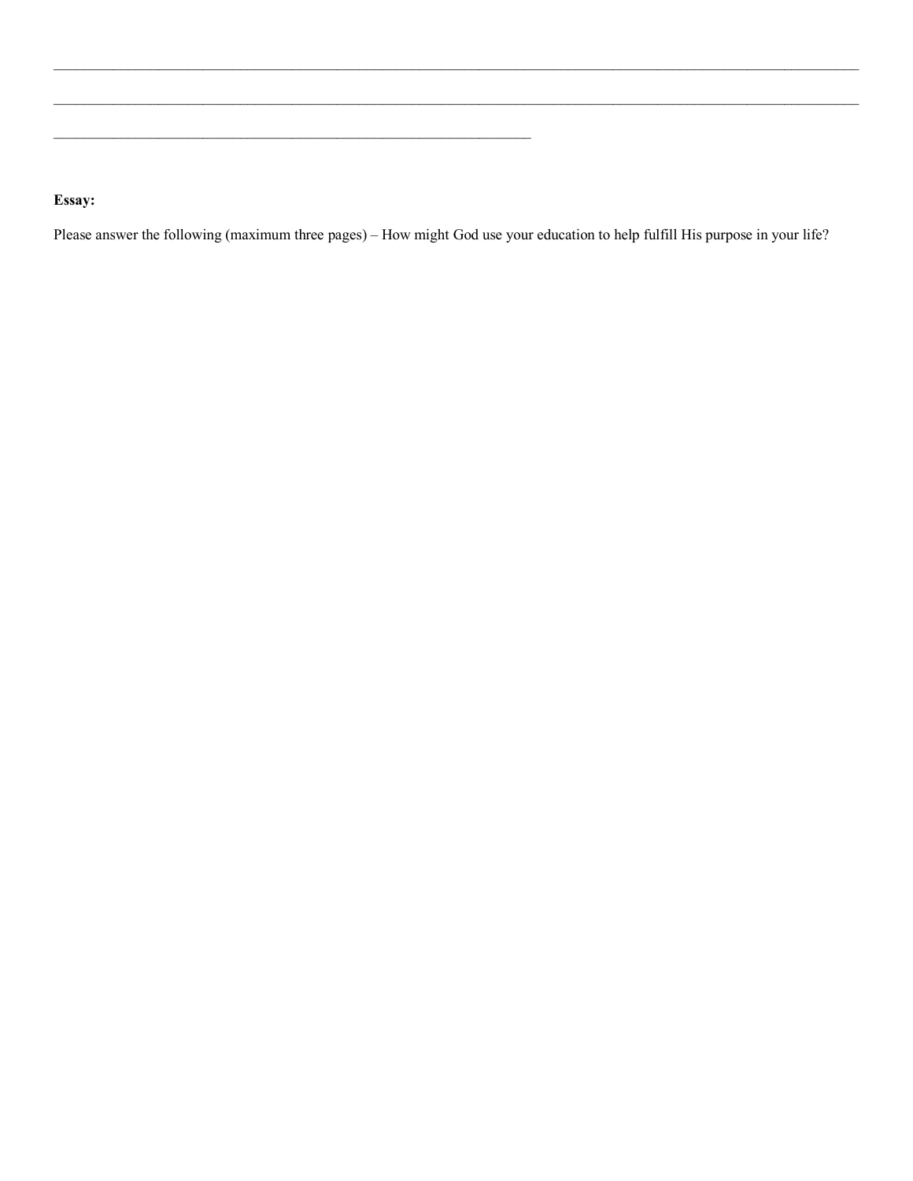______________________________________________________________________________________________________________

______________________________________________________________________________________________________________

_________________________________________________________________

**Essay:**

Please answer the following (maximum three pages) – How might God use your education to help fulfill His purpose in your life?